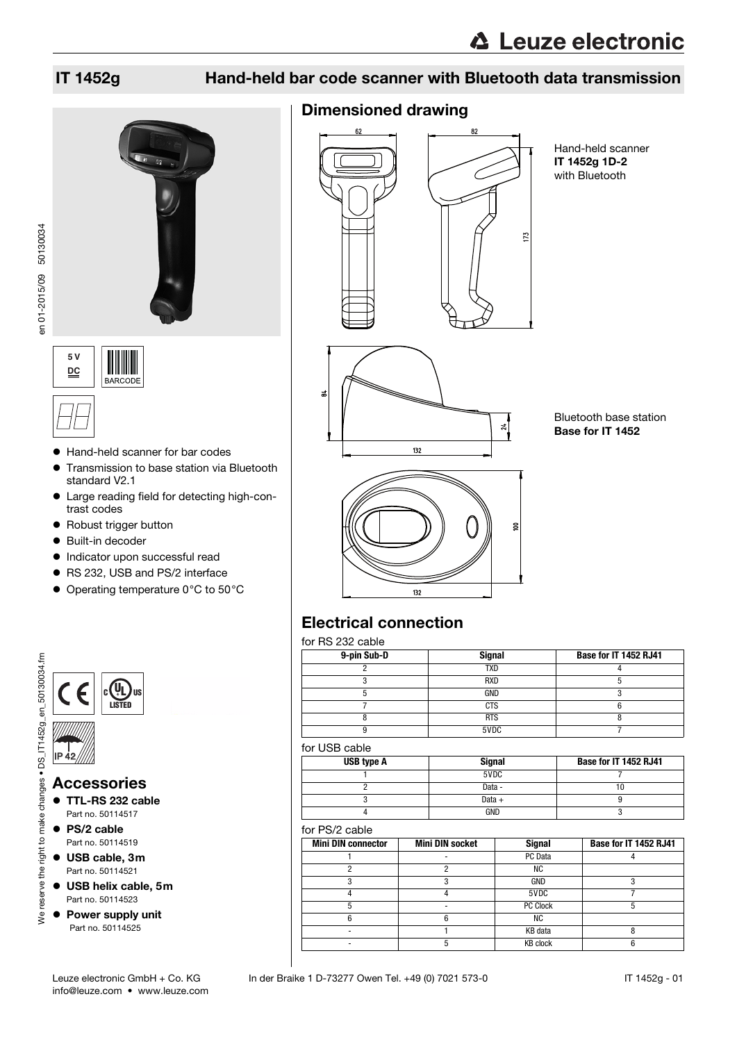# IT 1452g — Hand-held bar code scanner with Bluetooth data transmission

5 V DC

BARCODE

- Hand-held scanner for bar codes
- Transmission to base station via Bluetooth standard V2.1
- Large reading field for detecting high-contrast codes
- Robust trigger button
- Built-in decoder
- Indicator upon successful read
- RS 232, USB and PS/2 interface
- Operating temperature 0°C to 50°C

IP 42

## Accessories

- **TTL-RS 232 cable**
  Part no. 50114517
- **PS/2 cable**
  Part no. 50114519
- **USB cable, 3m**
  Part no. 50114521
- **USB helix cable, 5m**
  Part no. 50114523
- **Power supply unit**
  Part no. 50114525

## Dimensioned drawing

Hand-held scanner
**IT 1452g 1D-2**
with Bluetooth

Bluetooth base station
**Base for IT 1452**

## Electrical connection

for RS 232 cable

| 9-pin Sub-D | Signal | Base for IT 1452 RJ41 |
|---|---|---|
| 2 | TXD | 4 |
| 3 | RXD | 5 |
| 5 | GND | 3 |
| 7 | CTS | 6 |
| 8 | RTS | 8 |
| 9 | 5VDC | 7 |

for USB cable

| USB type A | Signal | Base for IT 1452 RJ41 |
|---|---|---|
| 1 | 5VDC | 7 |
| 2 | Data - | 10 |
| 3 | Data + | 9 |
| 4 | GND | 3 |

for PS/2 cable

| Mini DIN connector | Mini DIN socket | Signal | Base for IT 1452 RJ41 |
|---|---|---|---|
| 1 | - | PC Data | 4 |
| 2 | 2 | NC | |
| 3 | 3 | GND | 3 |
| 4 | 4 | 5VDC | 7 |
| 5 | - | PC Clock | 5 |
| 6 | 6 | NC | |
| - | 1 | KB data | 8 |
| - | 5 | KB clock | 6 |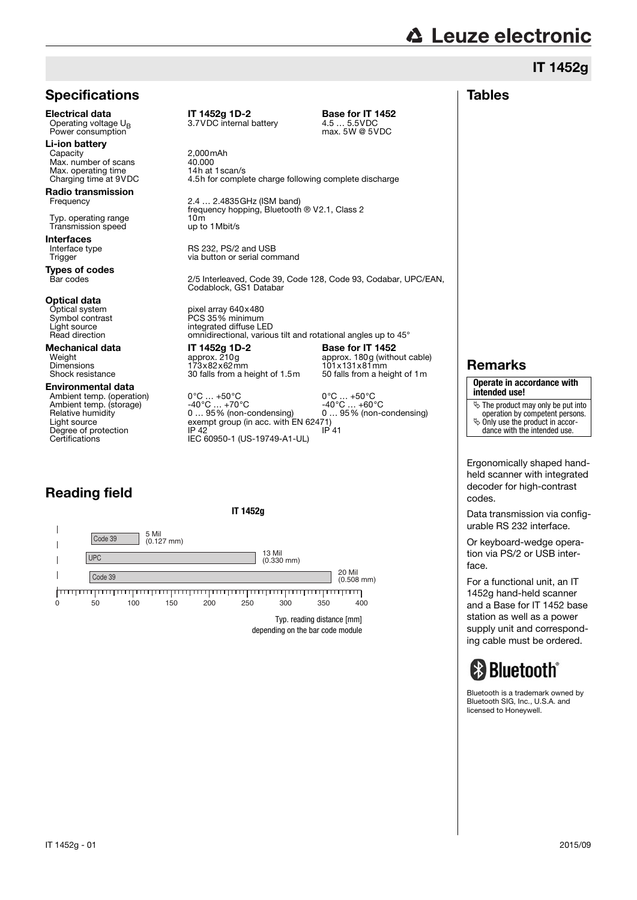# IT 1452g

## Specifications

| | IT 1452g 1D-2 | Base for IT 1452 |
|---|---|---|
| **Electrical data** | | |
| Operating voltage $U_B$ | 3.7VDC internal battery | 4.5 … 5.5VDC |
| Power consumption | | max. 5W @ 5VDC |
| **Li-ion battery** | | |
| Capacity | 2,000mAh | |
| Max. number of scans | 40.000 | |
| Max. operating time | 14h at 1scan/s | |
| Charging time at 9VDC | 4.5h for complete charge following complete discharge | |
| **Radio transmission** | | |
| Frequency | 2.4 … 2.4835GHz (ISM band) frequency hopping, Bluetooth ® V2.1, Class 2 | |
| Typ. operating range | 10m | |
| Transmission speed | up to 1Mbit/s | |
| **Interfaces** | | |
| Interface type | RS 232, PS/2 and USB | |
| Trigger | via button or serial command | |
| **Types of codes** | | |
| Bar codes | 2/5 Interleaved, Code 39, Code 128, Code 93, Codabar, UPC/EAN, Codablock, GS1 Databar | |
| **Optical data** | | |
| Optical system | pixel array 640x480 | |
| Symbol contrast | PCS 35% minimum | |
| Light source | integrated diffuse LED | |
| Read direction | omnidirectional, various tilt and rotational angles up to 45° | |
| **Mechanical data** | **IT 1452g 1D-2** | **Base for IT 1452** |
| Weight | approx. 210g | approx. 180g (without cable) |
| Dimensions | 173x82x62mm | 101x131x81mm |
| Shock resistance | 30 falls from a height of 1.5m | 50 falls from a height of 1m |
| **Environmental data** | | |
| Ambient temp. (operation) | 0°C … +50°C | 0°C … +50°C |
| Ambient temp. (storage) | -40°C … +70°C | -40°C … +60°C |
| Relative humidity | 0 … 95% (non-condensing) | 0 … 95% (non-condensing) |
| Light source | exempt group (in acc. with EN 62471) | |
| Degree of protection | IP 42 | IP 41 |
| Certifications | IEC 60950-1 (US-19749-A1-UL) | |

## Reading field

**IT 1452g**

| Code | Reading distance [mm] | Module |
|---|---|---|
| Code 39 | 45 … 105 | 5 Mil (0.127 mm) |
| UPC | 40 … 260 | 13 Mil (0.330 mm) |
| Code 39 | 40 … 360 | 20 Mil (0.508 mm) |

Typ. reading distance [mm] depending on the bar code module

## Tables

## Remarks

**Operate in accordance with intended use!**

- The product may only be put into operation by competent persons.
- Only use the product in accordance with the intended use.

Ergonomically shaped hand-held scanner with integrated decoder for high-contrast codes.

Data transmission via configurable RS 232 interface.

Or keyboard-wedge operation via PS/2 or USB interface.

For a functional unit, an IT 1452g hand-held scanner and a Base for IT 1452 base station as well as a power supply unit and corresponding cable must be ordered.

Bluetooth®

Bluetooth is a trademark owned by Bluetooth SIG, Inc., U.S.A. and licensed to Honeywell.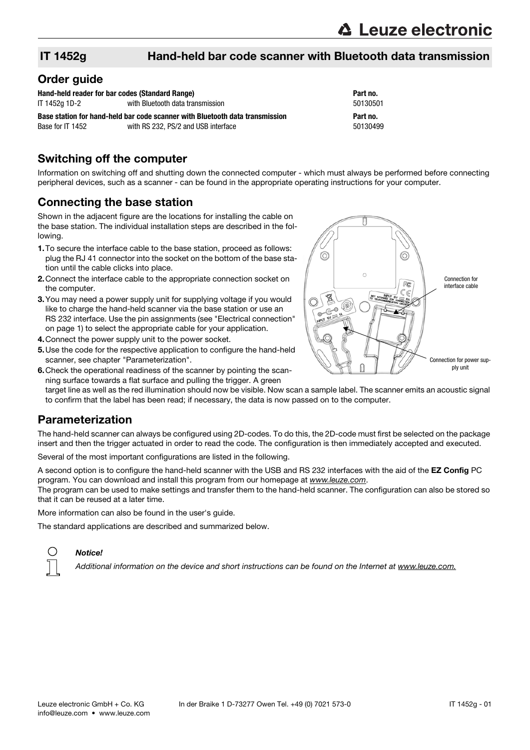## IT 1452g Hand-held bar code scanner with Bluetooth data transmission

## Order guide

| Hand-held reader for bar codes (Standard Range) | | Part no. |
|---|---|---|
| IT 1452g 1D-2 | with Bluetooth data transmission | 50130501 |
| **Base station for hand-held bar code scanner with Bluetooth data transmission** | | **Part no.** |
| Base for IT 1452 | with RS 232, PS/2 and USB interface | 50130499 |

## Switching off the computer

Information on switching off and shutting down the connected computer - which must always be performed before connecting peripheral devices, such as a scanner - can be found in the appropriate operating instructions for your computer.

## Connecting the base station

Shown in the adjacent figure are the locations for installing the cable on the base station. The individual installation steps are described in the following.

1. To secure the interface cable to the base station, proceed as follows: plug the RJ 41 connector into the socket on the bottom of the base station until the cable clicks into place.
2. Connect the interface cable to the appropriate connection socket on the computer.
3. You may need a power supply unit for supplying voltage if you would like to charge the hand-held scanner via the base station or use an RS 232 interface. Use the pin assignments (see "Electrical connection" on page 1) to select the appropriate cable for your application.
4. Connect the power supply unit to the power socket.
5. Use the code for the respective application to configure the hand-held scanner, see chapter "Parameterization".
6. Check the operational readiness of the scanner by pointing the scanning surface towards a flat surface and pulling the trigger. A green target line as well as the red illumination should now be visible. Now scan a sample label. The scanner emits an acoustic signal to confirm that the label has been read; if necessary, the data is now passed on to the computer.

Connection for interface cable

Connection for power supply unit

## Parameterization

The hand-held scanner can always be configured using 2D-codes. To do this, the 2D-code must first be selected on the package insert and then the trigger actuated in order to read the code. The configuration is then immediately accepted and executed.

Several of the most important configurations are listed in the following.

A second option is to configure the hand-held scanner with the USB and RS 232 interfaces with the aid of the **EZ Config** PC program. You can download and install this program from our homepage at *www.leuze.com*.
The program can be used to make settings and transfer them to the hand-held scanner. The configuration can also be stored so that it can be reused at a later time.

More information can also be found in the user's guide.

The standard applications are described and summarized below.

***Notice!***

*Additional information on the device and short instructions can be found on the Internet at www.leuze.com.*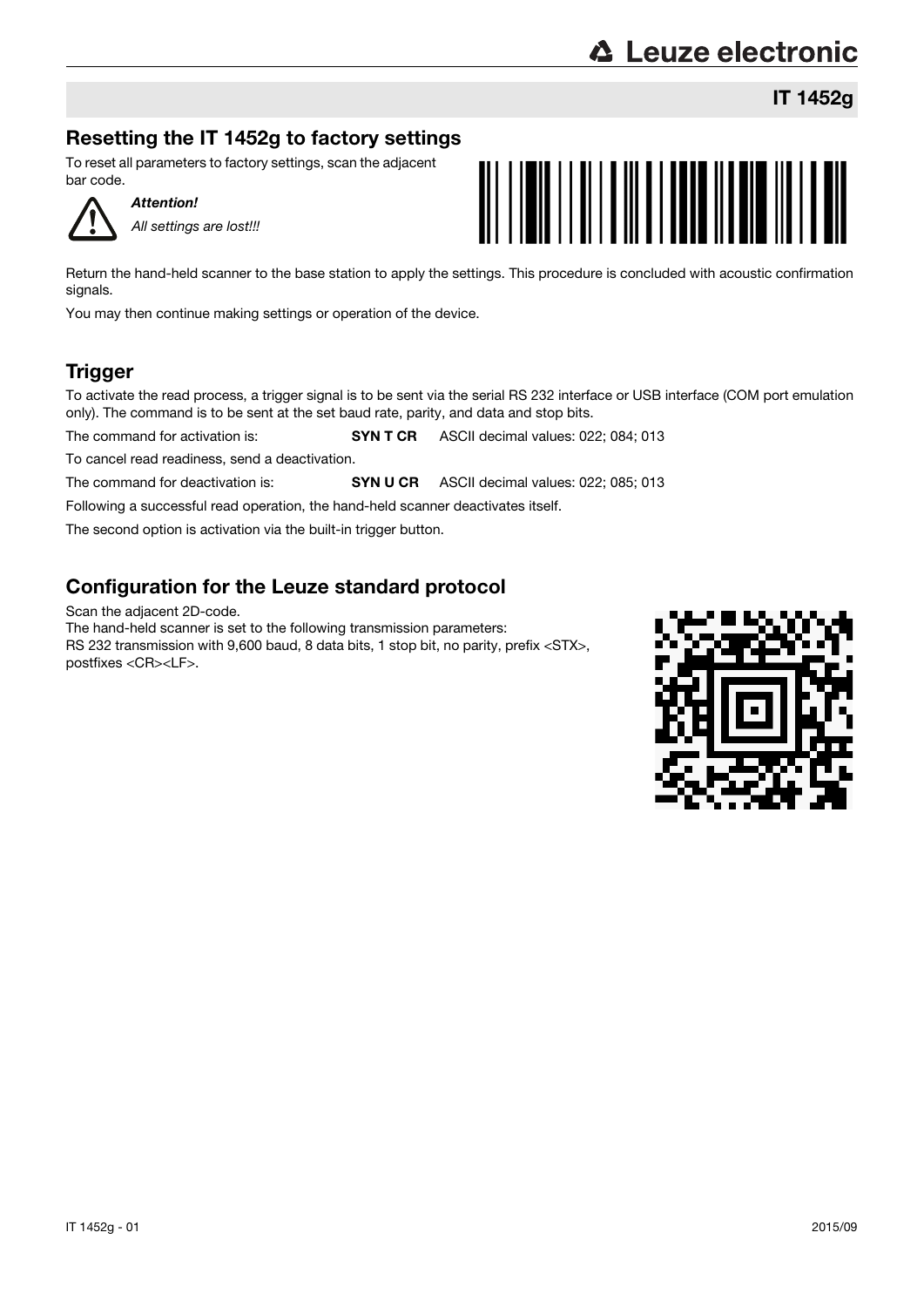## Resetting the IT 1452g to factory settings

To reset all parameters to factory settings, scan the adjacent bar code.

***Attention!***

*All settings are lost!!!*

Return the hand-held scanner to the base station to apply the settings. This procedure is concluded with acoustic confirmation signals.

You may then continue making settings or operation of the device.

## Trigger

To activate the read process, a trigger signal is to be sent via the serial RS 232 interface or USB interface (COM port emulation only). The command is to be sent at the set baud rate, parity, and data and stop bits.

The command for activation is: **SYN T CR** ASCII decimal values: 022; 084; 013

To cancel read readiness, send a deactivation.

The command for deactivation is: **SYN U CR** ASCII decimal values: 022; 085; 013

Following a successful read operation, the hand-held scanner deactivates itself.

The second option is activation via the built-in trigger button.

## Configuration for the Leuze standard protocol

Scan the adjacent 2D-code.
The hand-held scanner is set to the following transmission parameters:
RS 232 transmission with 9,600 baud, 8 data bits, 1 stop bit, no parity, prefix <STX>, postfixes <CR><LF>.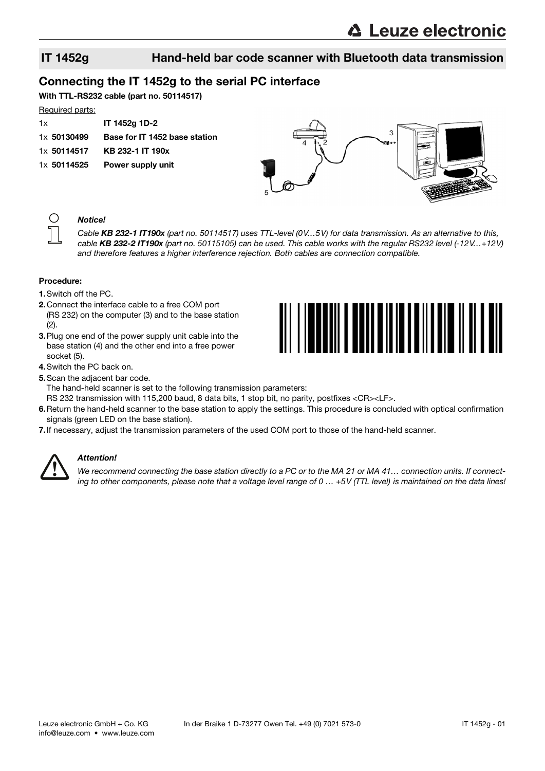# IT 1452g — Hand-held bar code scanner with Bluetooth data transmission

## Connecting the IT 1452g to the serial PC interface

**With TTL-RS232 cable (part no. 50114517)**

Required parts:

| | | |
|---|---|---|
| 1x | | **IT 1452g 1D-2** |
| 1x | **50130499** | **Base for IT 1452 base station** |
| 1x | **50114517** | **KB 232-1 IT 190x** |
| 1x | **50114525** | **Power supply unit** |

> ***Notice!***
>
> *Cable **KB 232-1 IT190x** (part no. 50114517) uses TTL-level (0V…5V) for data transmission. As an alternative to this, cable **KB 232-2 IT190x** (part no. 50115105) can be used. This cable works with the regular RS232 level (-12V…+12V) and therefore features a higher interference rejection. Both cables are connection compatible.*

**Procedure:**

1. Switch off the PC.
2. Connect the interface cable to a free COM port (RS 232) on the computer (3) and to the base station (2).
3. Plug one end of the power supply unit cable into the base station (4) and the other end into a free power socket (5).
4. Switch the PC back on.
5. Scan the adjacent bar code.
   The hand-held scanner is set to the following transmission parameters:
   RS 232 transmission with 115,200 baud, 8 data bits, 1 stop bit, no parity, postfixes <CR><LF>.
6. Return the hand-held scanner to the base station to apply the settings. This procedure is concluded with optical confirmation signals (green LED on the base station).
7. If necessary, adjust the transmission parameters of the used COM port to those of the hand-held scanner.

> ***Attention!***
>
> *We recommend connecting the base station directly to a PC or to the MA 21 or MA 41… connection units. If connecting to other components, please note that a voltage level range of 0 … +5V (TTL level) is maintained on the data lines!*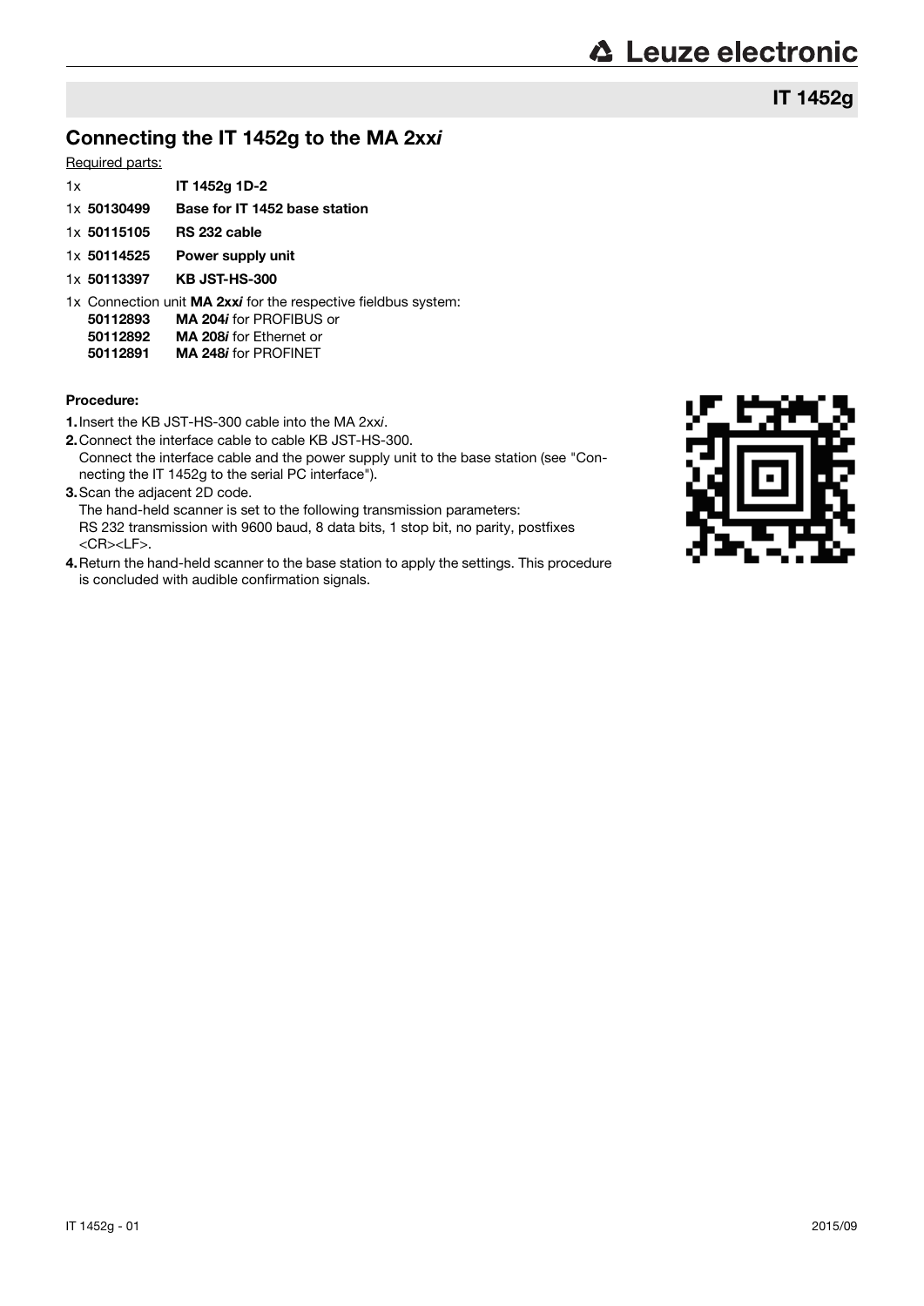## IT 1452g

## Connecting the IT 1452g to the MA 2xx*i*

Required parts:

1x **IT 1452g 1D-2**

1x **50130499** **Base for IT 1452 base station**

1x **50115105** **RS 232 cable**

1x **50114525** **Power supply unit**

1x **50113397** **KB JST-HS-300**

1x Connection unit **MA 2xx*i*** for the respective fieldbus system:
**50112893** **MA 204*i*** for PROFIBUS or
**50112892** **MA 208*i*** for Ethernet or
**50112891** **MA 248*i*** for PROFINET

**Procedure:**

1. Insert the KB JST-HS-300 cable into the MA 2xx*i*.
2. Connect the interface cable to cable KB JST-HS-300.
   Connect the interface cable and the power supply unit to the base station (see "Connecting the IT 1452g to the serial PC interface").
3. Scan the adjacent 2D code.
   The hand-held scanner is set to the following transmission parameters:
   RS 232 transmission with 9600 baud, 8 data bits, 1 stop bit, no parity, postfixes <CR><LF>.
4. Return the hand-held scanner to the base station to apply the settings. This procedure is concluded with audible confirmation signals.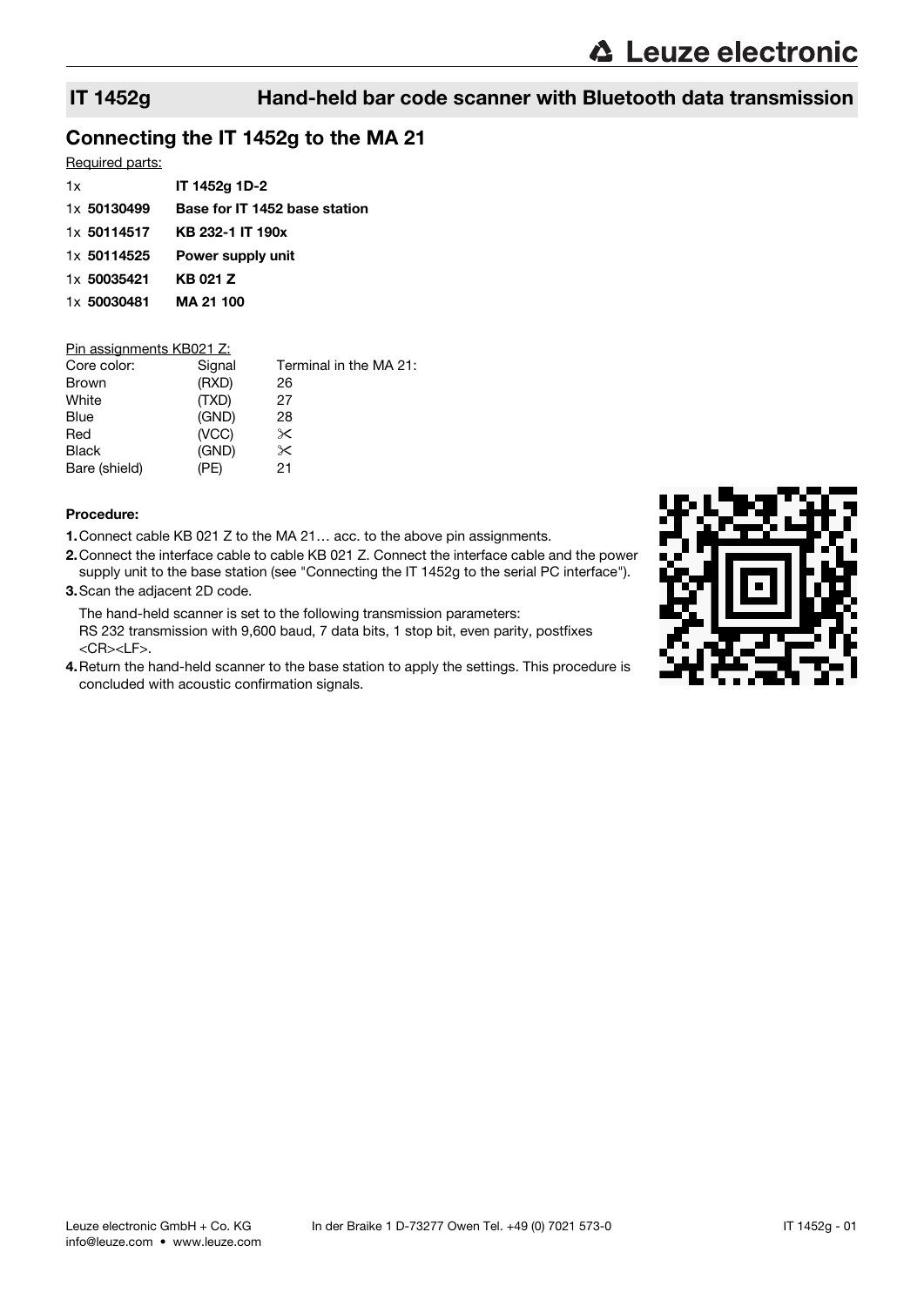## IT 1452g Hand-held bar code scanner with Bluetooth data transmission

### Connecting the IT 1452g to the MA 21

Required parts:

| | |
|---|---|
| 1x | **IT 1452g 1D-2** |
| 1x **50130499** | **Base for IT 1452 base station** |
| 1x **50114517** | **KB 232-1 IT 190x** |
| 1x **50114525** | **Power supply unit** |
| 1x **50035421** | **KB 021 Z** |
| 1x **50030481** | **MA 21 100** |

Pin assignments KB021 Z:

| Core color: | Signal | Terminal in the MA 21: |
|---|---|---|
| Brown | (RXD) | 26 |
| White | (TXD) | 27 |
| Blue | (GND) | 28 |
| Red | (VCC) | ✂ |
| Black | (GND) | ✂ |
| Bare (shield) | (PE) | 21 |

**Procedure:**

1. Connect cable KB 021 Z to the MA 21… acc. to the above pin assignments.
2. Connect the interface cable to cable KB 021 Z. Connect the interface cable and the power supply unit to the base station (see "Connecting the IT 1452g to the serial PC interface").
3. Scan the adjacent 2D code.

   The hand-held scanner is set to the following transmission parameters:
   RS 232 transmission with 9,600 baud, 7 data bits, 1 stop bit, even parity, postfixes <CR><LF>.
4. Return the hand-held scanner to the base station to apply the settings. This procedure is concluded with acoustic confirmation signals.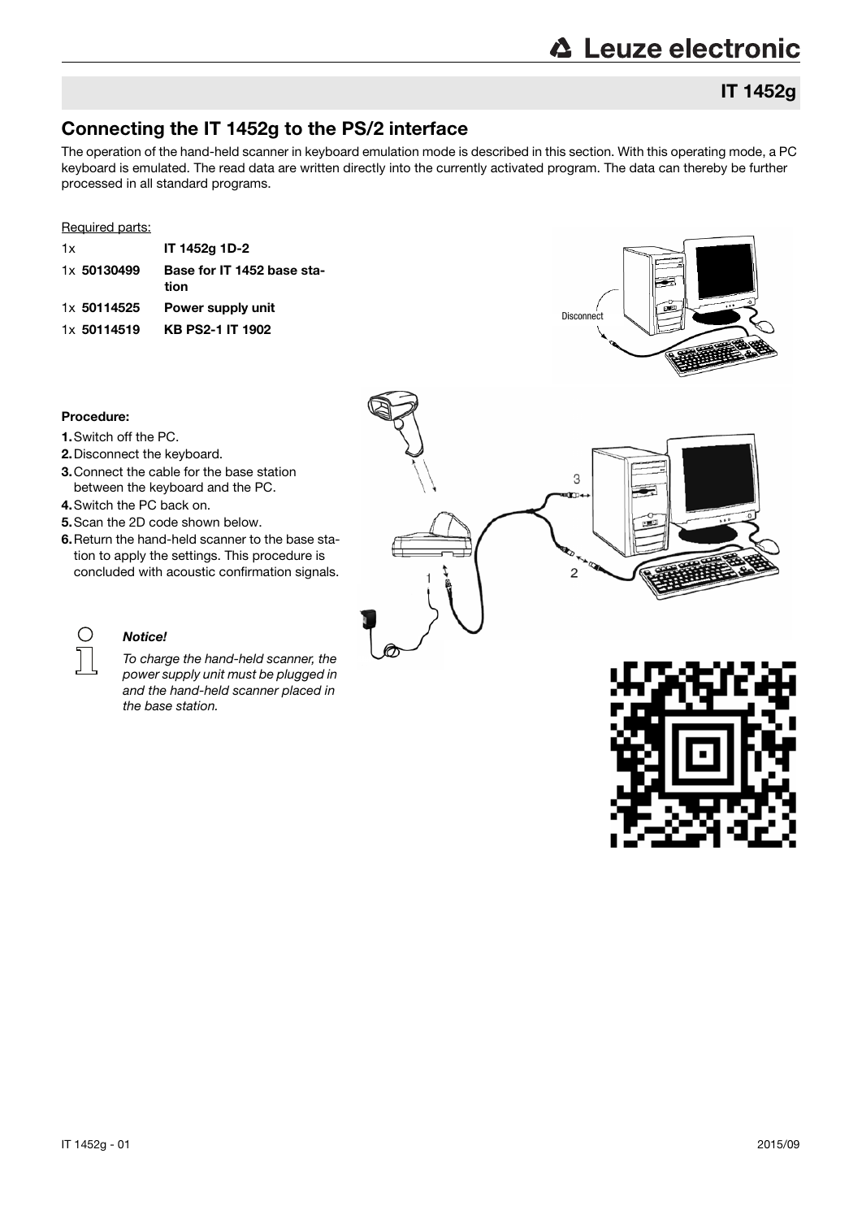## IT 1452g

## Connecting the IT 1452g to the PS/2 interface

The operation of the hand-held scanner in keyboard emulation mode is described in this section. With this operating mode, a PC keyboard is emulated. The read data are written directly into the currently activated program. The data can thereby be further processed in all standard programs.

Required parts:

| | |
|---|---|
| 1x | **IT 1452g 1D-2** |
| 1x **50130499** | **Base for IT 1452 base station** |
| 1x **50114525** | **Power supply unit** |
| 1x **50114519** | **KB PS2-1 IT 1902** |

**Procedure:**

1. Switch off the PC.
2. Disconnect the keyboard.
3. Connect the cable for the base station between the keyboard and the PC.
4. Switch the PC back on.
5. Scan the 2D code shown below.
6. Return the hand-held scanner to the base station to apply the settings. This procedure is concluded with acoustic confirmation signals.

***Notice!***

*To charge the hand-held scanner, the power supply unit must be plugged in and the hand-held scanner placed in the base station.*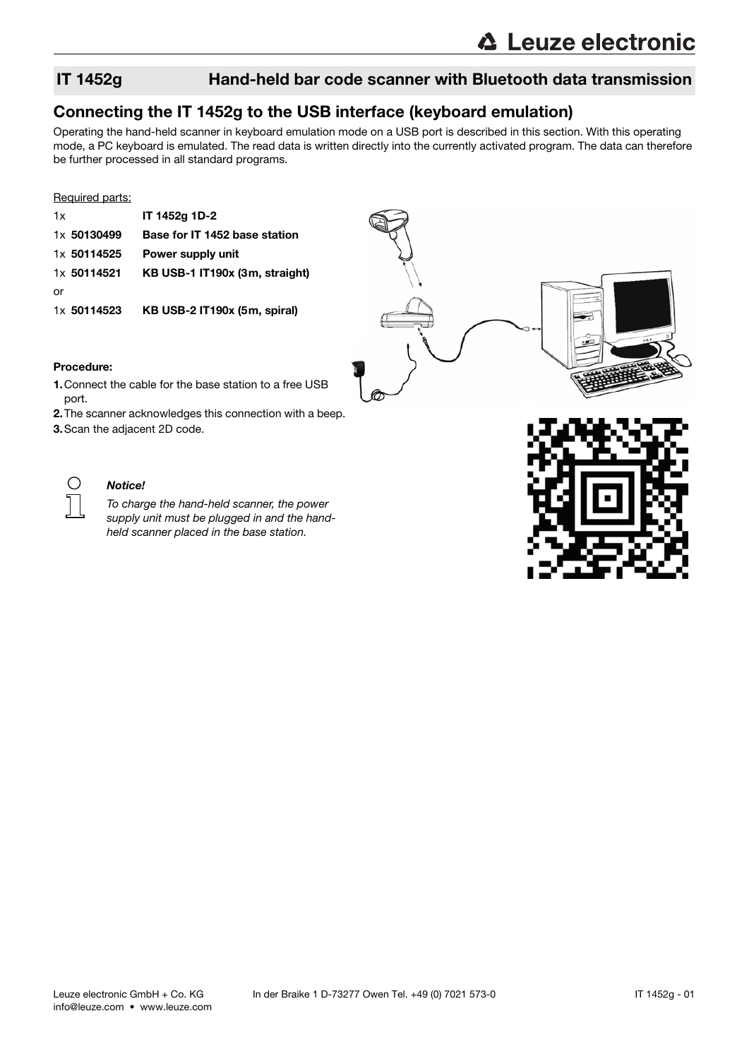## IT 1452g Hand-held bar code scanner with Bluetooth data transmission

## Connecting the IT 1452g to the USB interface (keyboard emulation)

Operating the hand-held scanner in keyboard emulation mode on a USB port is described in this section. With this operating mode, a PC keyboard is emulated. The read data is written directly into the currently activated program. The data can therefore be further processed in all standard programs.

Required parts:

| | |
|---|---|
| 1x | **IT 1452g 1D-2** |
| 1x **50130499** | **Base for IT 1452 base station** |
| 1x **50114525** | **Power supply unit** |
| 1x **50114521** | **KB USB-1 IT190x (3m, straight)** |
| or | |
| 1x **50114523** | **KB USB-2 IT190x (5m, spiral)** |

**Procedure:**

1. Connect the cable for the base station to a free USB port.
2. The scanner acknowledges this connection with a beep.
3. Scan the adjacent 2D code.

***Notice!***

*To charge the hand-held scanner, the power supply unit must be plugged in and the hand-held scanner placed in the base station.*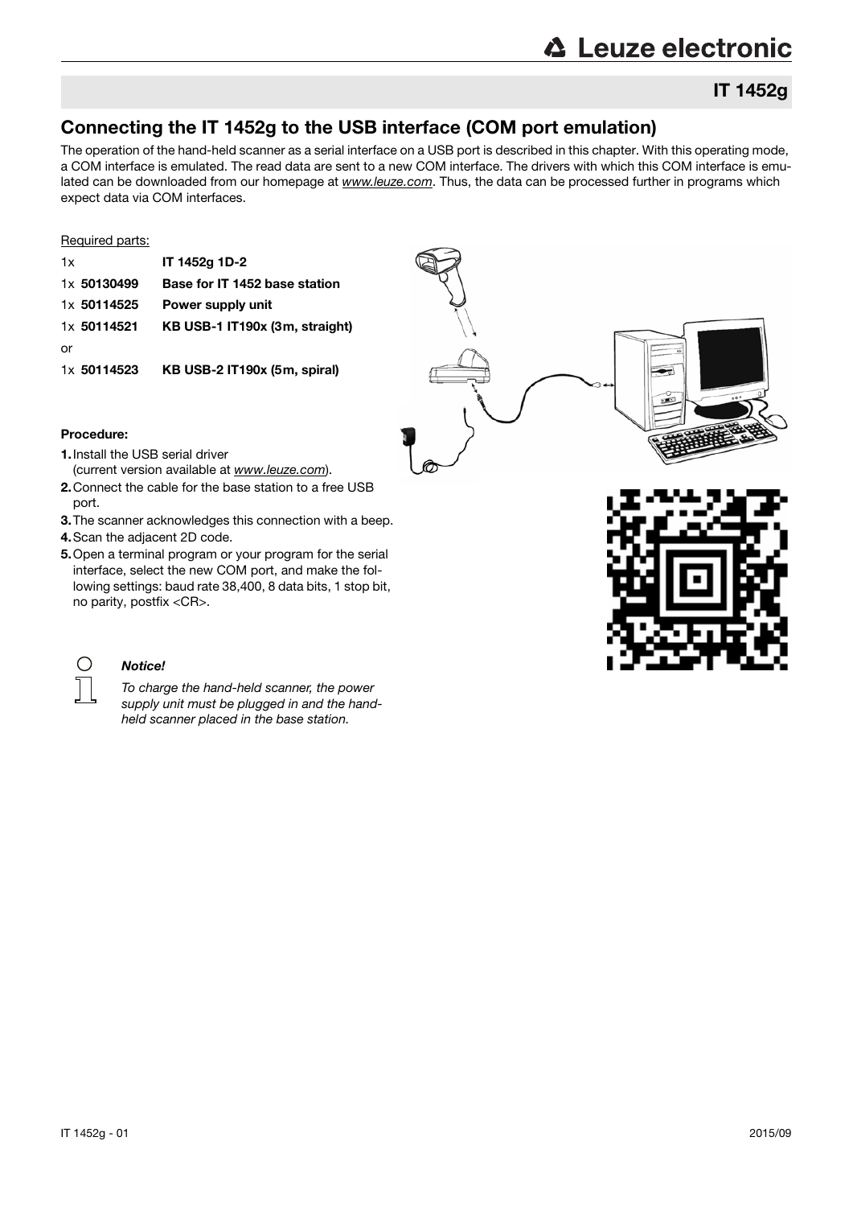## Connecting the IT 1452g to the USB interface (COM port emulation)

The operation of the hand-held scanner as a serial interface on a USB port is described in this chapter. With this operating mode, a COM interface is emulated. The read data are sent to a new COM interface. The drivers with which this COM interface is emulated can be downloaded from our homepage at *www.leuze.com*. Thus, the data can be processed further in programs which expect data via COM interfaces.

Required parts:

| | | |
|---|---|---|
| 1x | | **IT 1452g 1D-2** |
| 1x | **50130499** | **Base for IT 1452 base station** |
| 1x | **50114525** | **Power supply unit** |
| 1x | **50114521** | **KB USB-1 IT190x (3m, straight)** |
| or | | |
| 1x | **50114523** | **KB USB-2 IT190x (5m, spiral)** |

**Procedure:**

1. Install the USB serial driver (current version available at *www.leuze.com*).
2. Connect the cable for the base station to a free USB port.
3. The scanner acknowledges this connection with a beep.
4. Scan the adjacent 2D code.
5. Open a terminal program or your program for the serial interface, select the new COM port, and make the following settings: baud rate 38,400, 8 data bits, 1 stop bit, no parity, postfix <CR>.

***Notice!***

*To charge the hand-held scanner, the power supply unit must be plugged in and the hand-held scanner placed in the base station.*